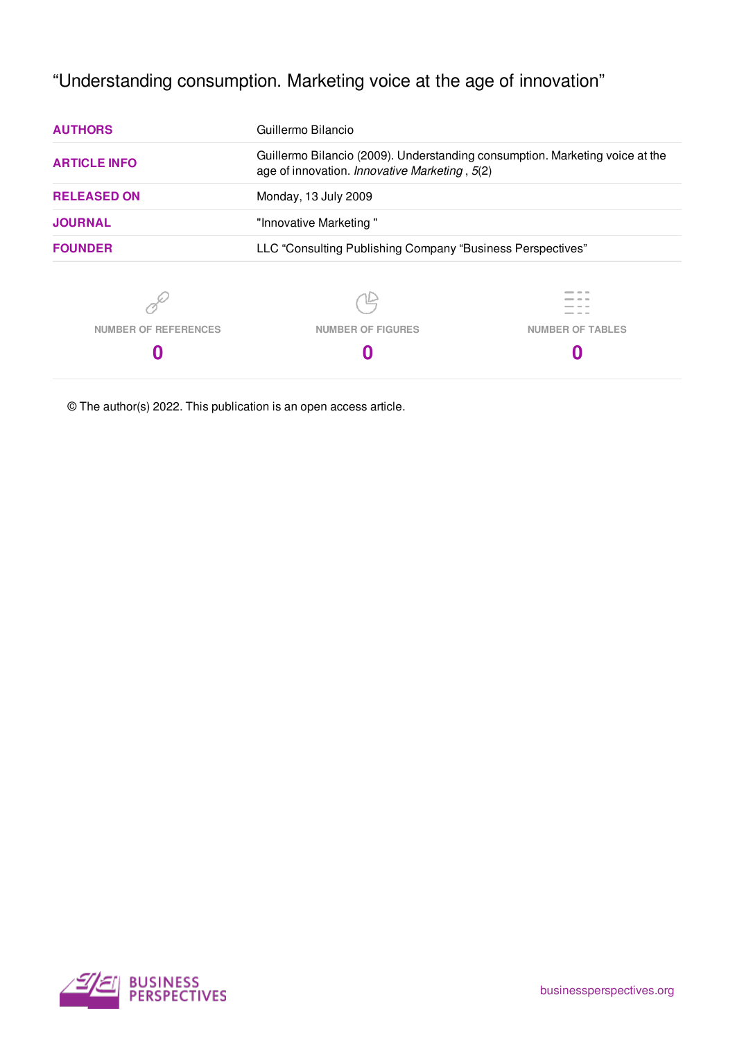# "Understanding consumption. Marketing voice at the age of innovation"

| | |
|---|---|
| **AUTHORS** | Guillermo Bilancio |
| **ARTICLE INFO** | Guillermo Bilancio (2009). Understanding consumption. Marketing voice at the age of innovation. *Innovative Marketing* , *5*(2) |
| **RELEASED ON** | Monday, 13 July 2009 |
| **JOURNAL** | "Innovative Marketing " |
| **FOUNDER** | LLC "Consulting Publishing Company "Business Perspectives" |

| NUMBER OF REFERENCES | NUMBER OF FIGURES | NUMBER OF TABLES |
|---|---|---|
| **0** | **0** | **0** |

© The author(s) 2022. This publication is an open access article.

BUSINESS PERSPECTIVES

businessperspectives.org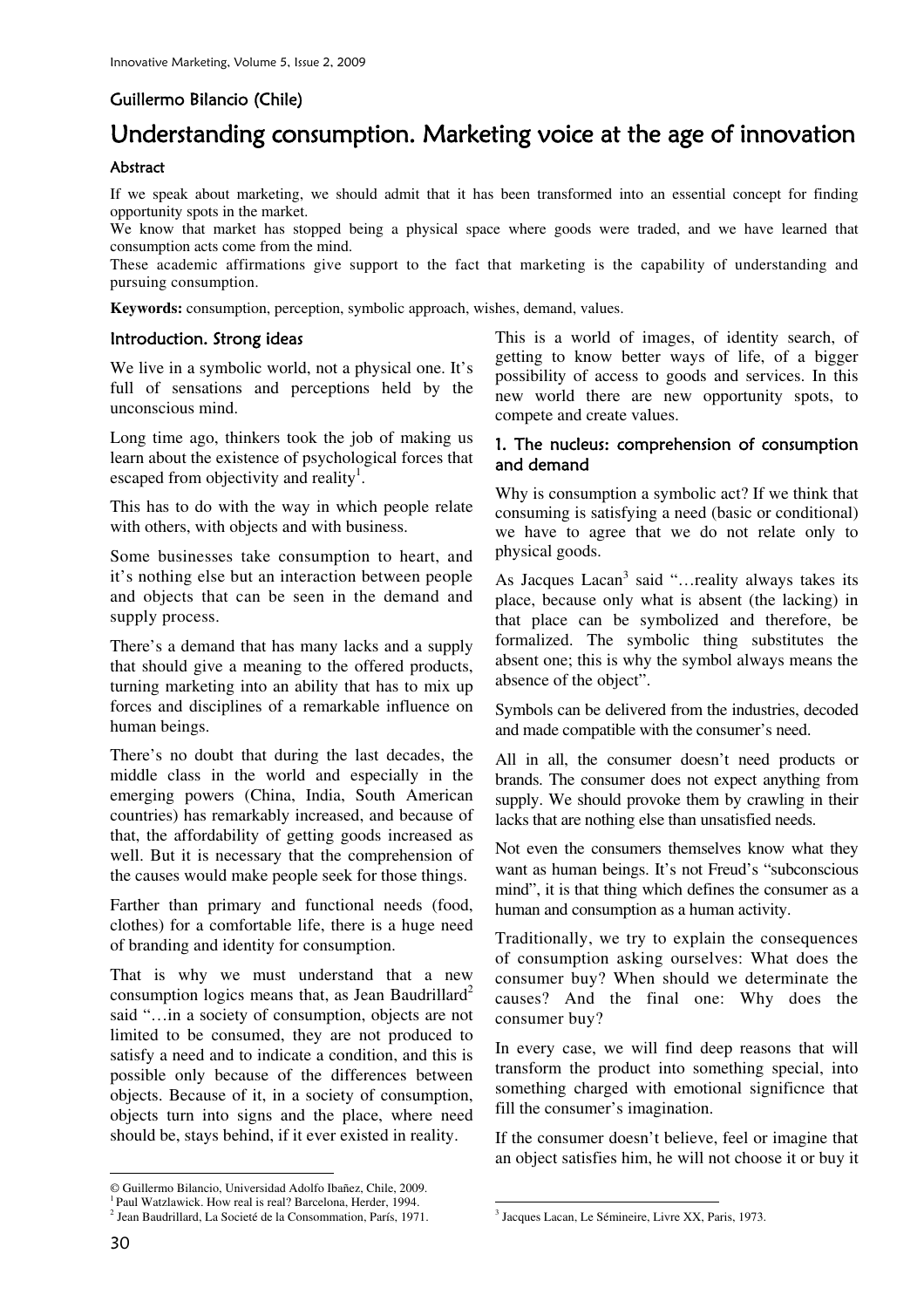Guillermo Bilancio (Chile)

# Understanding consumption. Marketing voice at the age of innovation

### Abstract

If we speak about marketing, we should admit that it has been transformed into an essential concept for finding opportunity spots in the market.

We know that market has stopped being a physical space where goods were traded, and we have learned that consumption acts come from the mind.

These academic affirmations give support to the fact that marketing is the capability of understanding and pursuing consumption.

**Keywords:** consumption, perception, symbolic approach, wishes, demand, values.

## Introduction. Strong ideas

We live in a symbolic world, not a physical one. It's full of sensations and perceptions held by the unconscious mind.

Long time ago, thinkers took the job of making us learn about the existence of psychological forces that escaped from objectivity and reality[1].

This has to do with the way in which people relate with others, with objects and with business.

Some businesses take consumption to heart, and it's nothing else but an interaction between people and objects that can be seen in the demand and supply process.

There's a demand that has many lacks and a supply that should give a meaning to the offered products, turning marketing into an ability that has to mix up forces and disciplines of a remarkable influence on human beings.

There's no doubt that during the last decades, the middle class in the world and especially in the emerging powers (China, India, South American countries) has remarkably increased, and because of that, the affordability of getting goods increased as well. But it is necessary that the comprehension of the causes would make people seek for those things.

Farther than primary and functional needs (food, clothes) for a comfortable life, there is a huge need of branding and identity for consumption.

That is why we must understand that a new consumption logics means that, as Jean Baudrillard[2] said "…in a society of consumption, objects are not limited to be consumed, they are not produced to satisfy a need and to indicate a condition, and this is possible only because of the differences between objects. Because of it, in a society of consumption, objects turn into signs and the place, where need should be, stays behind, if it ever existed in reality.

This is a world of images, of identity search, of getting to know better ways of life, of a bigger possibility of access to goods and services. In this new world there are new opportunity spots, to compete and create values.

## 1. The nucleus: comprehension of consumption and demand

Why is consumption a symbolic act? If we think that consuming is satisfying a need (basic or conditional) we have to agree that we do not relate only to physical goods.

As Jacques Lacan[3] said "…reality always takes its place, because only what is absent (the lacking) in that place can be symbolized and therefore, be formalized. The symbolic thing substitutes the absent one; this is why the symbol always means the absence of the object".

Symbols can be delivered from the industries, decoded and made compatible with the consumer's need.

All in all, the consumer doesn't need products or brands. The consumer does not expect anything from supply. We should provoke them by crawling in their lacks that are nothing else than unsatisfied needs.

Not even the consumers themselves know what they want as human beings. It's not Freud's "subconscious mind", it is that thing which defines the consumer as a human and consumption as a human activity.

Traditionally, we try to explain the consequences of consumption asking ourselves: What does the consumer buy? When should we determinate the causes? And the final one: Why does the consumer buy?

In every case, we will find deep reasons that will transform the product into something special, into something charged with emotional significnce that fill the consumer's imagination.

If the consumer doesn't believe, feel or imagine that an object satisfies him, he will not choose it or buy it

---

© Guillermo Bilancio, Universidad Adolfo Ibañez, Chile, 2009.

[1] Paul Watzlawick. How real is real? Barcelona, Herder, 1994.

[2] Jean Baudrillard, La Societé de la Consommation, París, 1971.

[3] Jacques Lacan, Le Sémineire, Livre XX, Paris, 1973.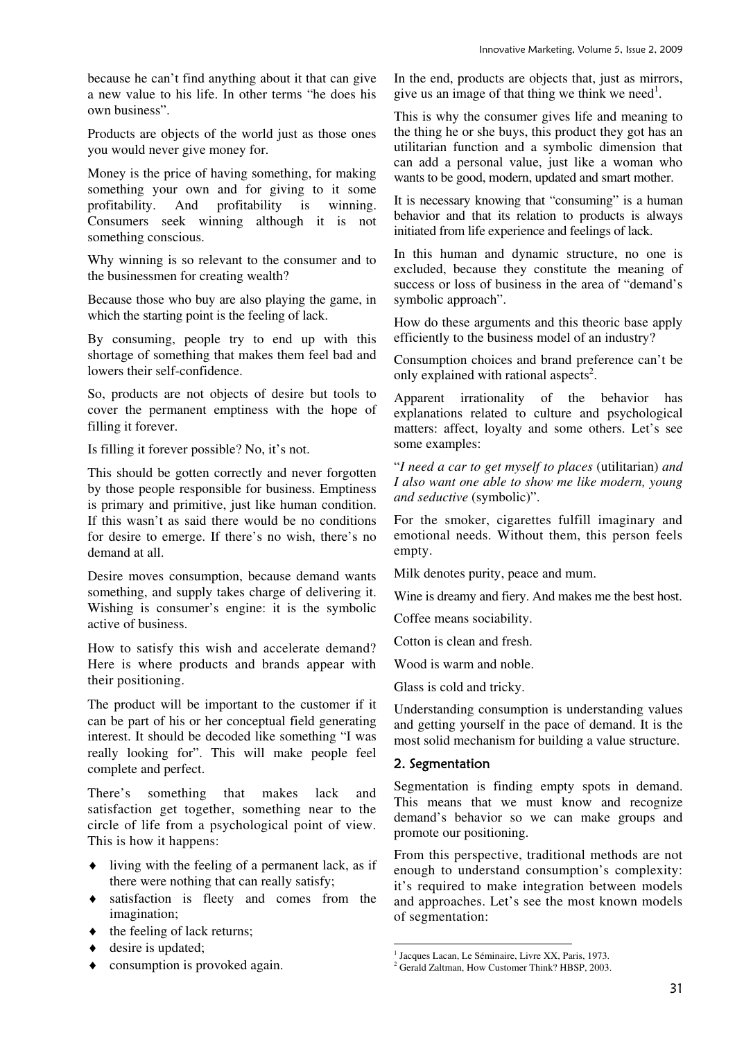because he can't find anything about it that can give a new value to his life. In other terms "he does his own business".

Products are objects of the world just as those ones you would never give money for.

Money is the price of having something, for making something your own and for giving to it some profitability. And profitability is winning. Consumers seek winning although it is not something conscious.

Why winning is so relevant to the consumer and to the businessmen for creating wealth?

Because those who buy are also playing the game, in which the starting point is the feeling of lack.

By consuming, people try to end up with this shortage of something that makes them feel bad and lowers their self-confidence.

So, products are not objects of desire but tools to cover the permanent emptiness with the hope of filling it forever.

Is filling it forever possible? No, it's not.

This should be gotten correctly and never forgotten by those people responsible for business. Emptiness is primary and primitive, just like human condition. If this wasn't as said there would be no conditions for desire to emerge. If there's no wish, there's no demand at all.

Desire moves consumption, because demand wants something, and supply takes charge of delivering it. Wishing is consumer's engine: it is the symbolic active of business.

How to satisfy this wish and accelerate demand? Here is where products and brands appear with their positioning.

The product will be important to the customer if it can be part of his or her conceptual field generating interest. It should be decoded like something "I was really looking for". This will make people feel complete and perfect.

There's something that makes lack and satisfaction get together, something near to the circle of life from a psychological point of view. This is how it happens:

- living with the feeling of a permanent lack, as if there were nothing that can really satisfy;
- satisfaction is fleety and comes from the imagination;
- the feeling of lack returns;
- desire is updated;
- consumption is provoked again.

In the end, products are objects that, just as mirrors, give us an image of that thing we think we need[1].

This is why the consumer gives life and meaning to the thing he or she buys, this product they got has an utilitarian function and a symbolic dimension that can add a personal value, just like a woman who wants to be good, modern, updated and smart mother.

It is necessary knowing that "consuming" is a human behavior and that its relation to products is always initiated from life experience and feelings of lack.

In this human and dynamic structure, no one is excluded, because they constitute the meaning of success or loss of business in the area of "demand's symbolic approach".

How do these arguments and this theoric base apply efficiently to the business model of an industry?

Consumption choices and brand preference can't be only explained with rational aspects[2].

Apparent irrationality of the behavior has explanations related to culture and psychological matters: affect, loyalty and some others. Let's see some examples:

"*I need a car to get myself to places* (utilitarian) *and I also want one able to show me like modern, young and seductive* (symbolic)".

For the smoker, cigarettes fulfill imaginary and emotional needs. Without them, this person feels empty.

Milk denotes purity, peace and mum.

Wine is dreamy and fiery. And makes me the best host.

Coffee means sociability.

Cotton is clean and fresh.

Wood is warm and noble.

Glass is cold and tricky.

Understanding consumption is understanding values and getting yourself in the pace of demand. It is the most solid mechanism for building a value structure.

## 2. Segmentation

Segmentation is finding empty spots in demand. This means that we must know and recognize demand's behavior so we can make groups and promote our positioning.

From this perspective, traditional methods are not enough to understand consumption's complexity: it's required to make integration between models and approaches. Let's see the most known models of segmentation:

---

[1] Jacques Lacan, Le Séminaire, Livre XX, Paris, 1973.

[2] Gerald Zaltman, How Customer Think? HBSP, 2003.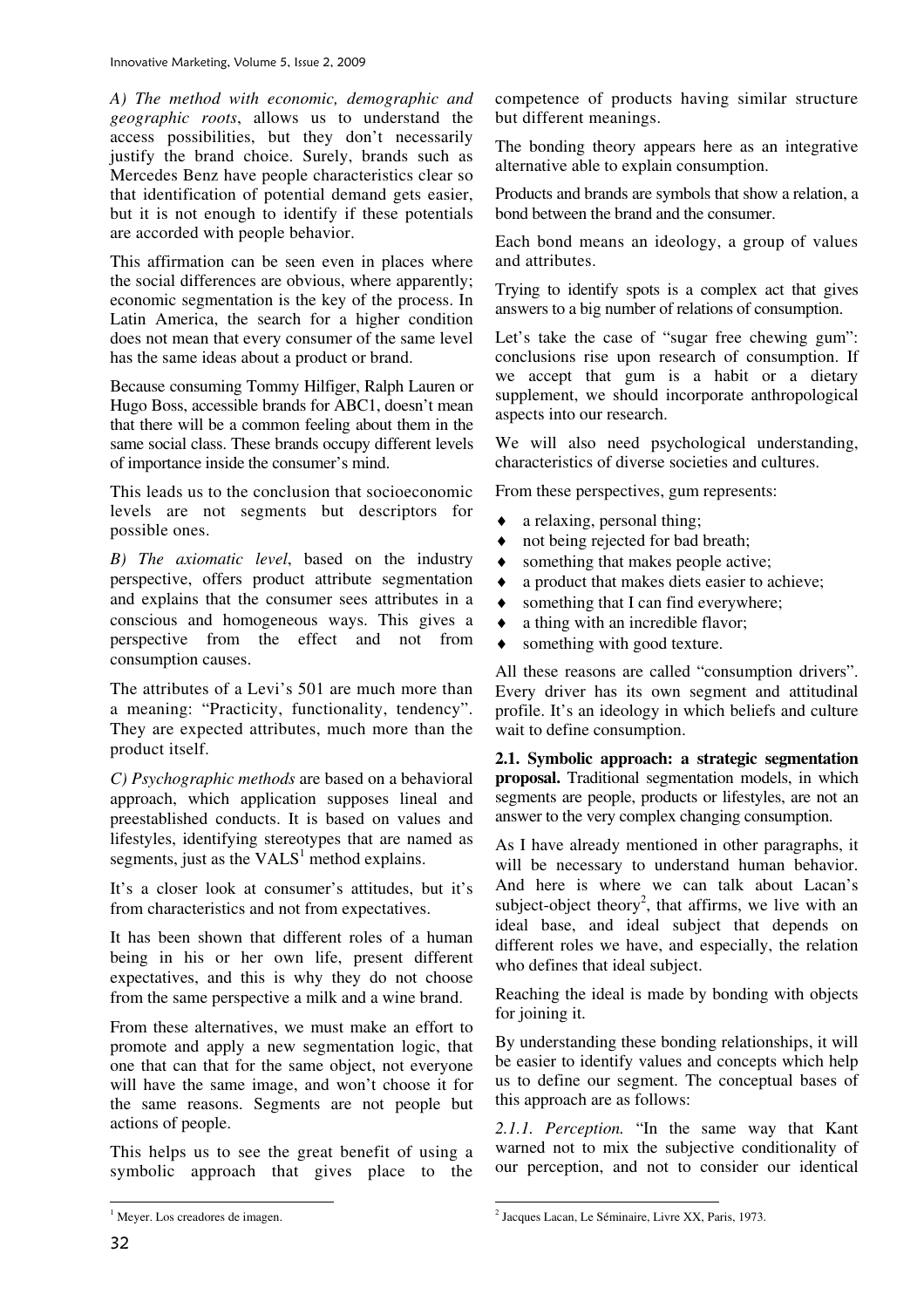*A) The method with economic, demographic and geographic roots*, allows us to understand the access possibilities, but they don't necessarily justify the brand choice. Surely, brands such as Mercedes Benz have people characteristics clear so that identification of potential demand gets easier, but it is not enough to identify if these potentials are accorded with people behavior.

This affirmation can be seen even in places where the social differences are obvious, where apparently; economic segmentation is the key of the process. In Latin America, the search for a higher condition does not mean that every consumer of the same level has the same ideas about a product or brand.

Because consuming Tommy Hilfiger, Ralph Lauren or Hugo Boss, accessible brands for ABC1, doesn't mean that there will be a common feeling about them in the same social class. These brands occupy different levels of importance inside the consumer's mind.

This leads us to the conclusion that socioeconomic levels are not segments but descriptors for possible ones.

*B) The axiomatic level*, based on the industry perspective, offers product attribute segmentation and explains that the consumer sees attributes in a conscious and homogeneous ways. This gives a perspective from the effect and not from consumption causes.

The attributes of a Levi's 501 are much more than a meaning: "Practicity, functionality, tendency". They are expected attributes, much more than the product itself.

*C) Psychographic methods* are based on a behavioral approach, which application supposes lineal and preestablished conducts. It is based on values and lifestyles, identifying stereotypes that are named as segments, just as the VALS[1] method explains.

It's a closer look at consumer's attitudes, but it's from characteristics and not from expectatives.

It has been shown that different roles of a human being in his or her own life, present different expectatives, and this is why they do not choose from the same perspective a milk and a wine brand.

From these alternatives, we must make an effort to promote and apply a new segmentation logic, that one that can that for the same object, not everyone will have the same image, and won't choose it for the same reasons. Segments are not people but actions of people.

This helps us to see the great benefit of using a symbolic approach that gives place to the competence of products having similar structure but different meanings.

The bonding theory appears here as an integrative alternative able to explain consumption.

Products and brands are symbols that show a relation, a bond between the brand and the consumer.

Each bond means an ideology, a group of values and attributes.

Trying to identify spots is a complex act that gives answers to a big number of relations of consumption.

Let's take the case of "sugar free chewing gum": conclusions rise upon research of consumption. If we accept that gum is a habit or a dietary supplement, we should incorporate anthropological aspects into our research.

We will also need psychological understanding, characteristics of diverse societies and cultures.

From these perspectives, gum represents:

- a relaxing, personal thing;
- not being rejected for bad breath;
- something that makes people active;
- a product that makes diets easier to achieve;
- something that I can find everywhere;
- a thing with an incredible flavor;
- something with good texture.

All these reasons are called "consumption drivers". Every driver has its own segment and attitudinal profile. It's an ideology in which beliefs and culture wait to define consumption.

**2.1. Symbolic approach: a strategic segmentation proposal.** Traditional segmentation models, in which segments are people, products or lifestyles, are not an answer to the very complex changing consumption.

As I have already mentioned in other paragraphs, it will be necessary to understand human behavior. And here is where we can talk about Lacan's subject-object theory[2], that affirms, we live with an ideal base, and ideal subject that depends on different roles we have, and especially, the relation who defines that ideal subject.

Reaching the ideal is made by bonding with objects for joining it.

By understanding these bonding relationships, it will be easier to identify values and concepts which help us to define our segment. The conceptual bases of this approach are as follows:

*2.1.1. Perception.* "In the same way that Kant warned not to mix the subjective conditionality of our perception, and not to consider our identical

---

[1] Meyer. Los creadores de imagen.

[2] Jacques Lacan, Le Séminaire, Livre XX, Paris, 1973.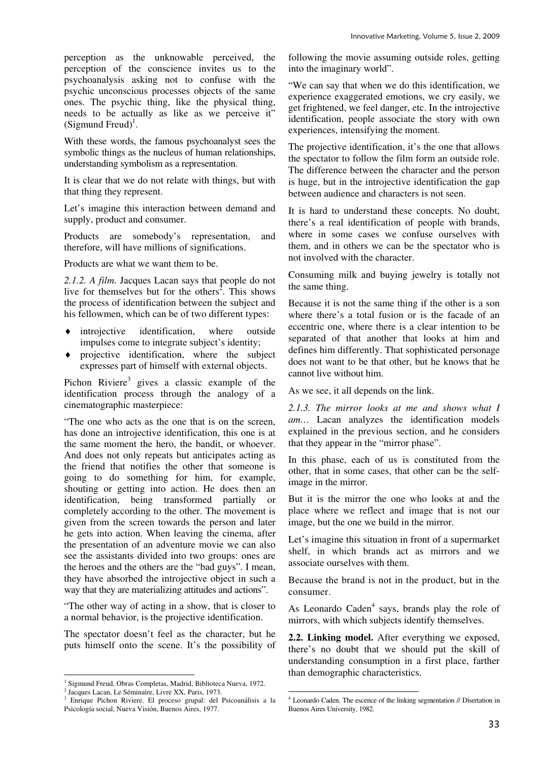perception as the unknowable perceived, the perception of the conscience invites us to the psychoanalysis asking not to confuse with the psychic unconscious processes objects of the same ones. The psychic thing, like the physical thing, needs to be actually as like as we perceive it" (Sigmund Freud)[1].

With these words, the famous psychoanalyst sees the symbolic things as the nucleus of human relationships, understanding symbolism as a representation.

It is clear that we do not relate with things, but with that thing they represent.

Let's imagine this interaction between demand and supply, product and consumer.

Products are somebody's representation, and therefore, will have millions of significations.

Products are what we want them to be.

*2.1.2. A film.* Jacques Lacan says that people do not live for themselves but for the others[2]. This shows the process of identification between the subject and his fellowmen, which can be of two different types:

- introjective identification, where outside impulses come to integrate subject's identity;
- projective identification, where the subject expresses part of himself with external objects.

Pichon Riviere[3] gives a classic example of the identification process through the analogy of a cinematographic masterpiece:

"The one who acts as the one that is on the screen, has done an introjective identification, this one is at the same moment the hero, the bandit, or whoever. And does not only repeats but anticipates acting as the friend that notifies the other that someone is going to do something for him, for example, shouting or getting into action. He does then an identification, being transformed partially or completely according to the other. The movement is given from the screen towards the person and later he gets into action. When leaving the cinema, after the presentation of an adventure movie we can also see the assistants divided into two groups: ones are the heroes and the others are the "bad guys". I mean, they have absorbed the introjective object in such a way that they are materializing attitudes and actions".

"The other way of acting in a show, that is closer to a normal behavior, is the projective identification.

The spectator doesn't feel as the character, but he puts himself onto the scene. It's the possibility of following the movie assuming outside roles, getting into the imaginary world".

"We can say that when we do this identification, we experience exaggerated emotions, we cry easily, we get frightened, we feel danger, etc. In the introjective identification, people associate the story with own experiences, intensifying the moment.

The projective identification, it's the one that allows the spectator to follow the film form an outside role. The difference between the character and the person is huge, but in the introjective identification the gap between audience and characters is not seen.

It is hard to understand these concepts. No doubt, there's a real identification of people with brands, where in some cases we confuse ourselves with them, and in others we can be the spectator who is not involved with the character.

Consuming milk and buying jewelry is totally not the same thing.

Because it is not the same thing if the other is a son where there's a total fusion or is the facade of an eccentric one, where there is a clear intention to be separated of that another that looks at him and defines him differently. That sophisticated personage does not want to be that other, but he knows that he cannot live without him.

As we see, it all depends on the link.

*2.1.3. The mirror looks at me and shows what I am…* Lacan analyzes the identification models explained in the previous section, and he considers that they appear in the "mirror phase".

In this phase, each of us is constituted from the other, that in some cases, that other can be the self-image in the mirror.

But it is the mirror the one who looks at and the place where we reflect and image that is not our image, but the one we build in the mirror.

Let's imagine this situation in front of a supermarket shelf, in which brands act as mirrors and we associate ourselves with them.

Because the brand is not in the product, but in the consumer.

As Leonardo Caden[4] says, brands play the role of mirrors, with which subjects identify themselves.

**2.2. Linking model.** After everything we exposed, there's no doubt that we should put the skill of understanding consumption in a first place, farther than demographic characteristics.

---

[1] Sigmund Freud, Obras Completas, Madrid, Biblioteca Nueva, 1972.

[2] Jacques Lacan, Le Séminaire, Livre XX, Paris, 1973.

[3] Enrique Pichon Riviere. El proceso grupal: del Psicoanálisis a la Psicología social, Nueva Visión, Buenos Aires, 1977.

[4] Leonardo Caden. The escence of the linking segmentation // Disertation in Buenos Aires University, 1982.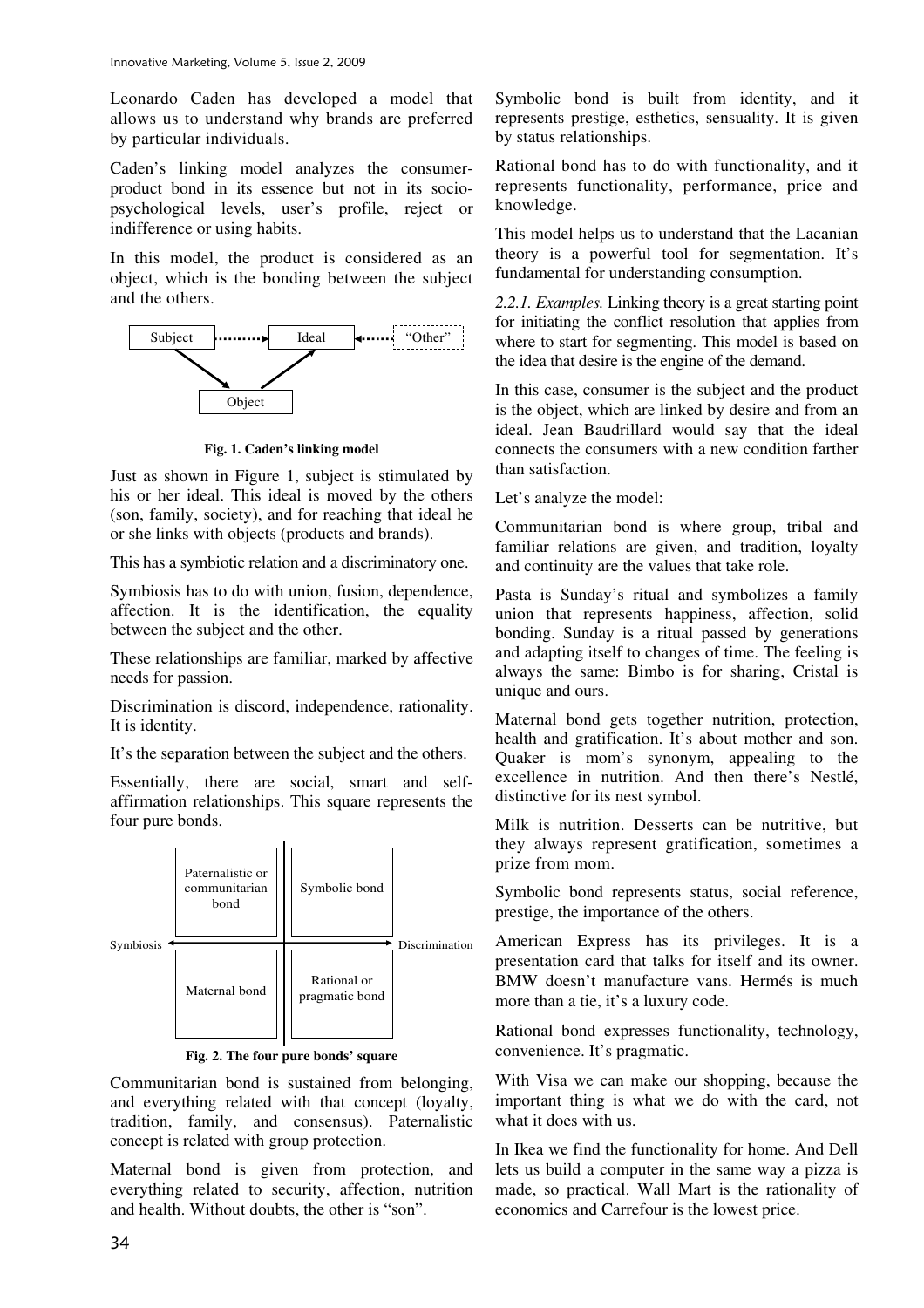Leonardo Caden has developed a model that allows us to understand why brands are preferred by particular individuals.

Caden's linking model analyzes the consumer-product bond in its essence but not in its socio-psychological levels, user's profile, reject or indifference or using habits.

In this model, the product is considered as an object, which is the bonding between the subject and the others.

**Fig. 1. Caden's linking model**

Just as shown in Figure 1, subject is stimulated by his or her ideal. This ideal is moved by the others (son, family, society), and for reaching that ideal he or she links with objects (products and brands).

This has a symbiotic relation and a discriminatory one.

Symbiosis has to do with union, fusion, dependence, affection. It is the identification, the equality between the subject and the other.

These relationships are familiar, marked by affective needs for passion.

Discrimination is discord, independence, rationality. It is identity.

It's the separation between the subject and the others.

Essentially, there are social, smart and self-affirmation relationships. This square represents the four pure bonds.

**Fig. 2. The four pure bonds' square**

Communitarian bond is sustained from belonging, and everything related with that concept (loyalty, tradition, family, and consensus). Paternalistic concept is related with group protection.

Maternal bond is given from protection, and everything related to security, affection, nutrition and health. Without doubts, the other is "son".

Symbolic bond is built from identity, and it represents prestige, esthetics, sensuality. It is given by status relationships.

Rational bond has to do with functionality, and it represents functionality, performance, price and knowledge.

This model helps us to understand that the Lacanian theory is a powerful tool for segmentation. It's fundamental for understanding consumption.

*2.2.1. Examples.* Linking theory is a great starting point for initiating the conflict resolution that applies from where to start for segmenting. This model is based on the idea that desire is the engine of the demand.

In this case, consumer is the subject and the product is the object, which are linked by desire and from an ideal. Jean Baudrillard would say that the ideal connects the consumers with a new condition farther than satisfaction.

Let's analyze the model:

Communitarian bond is where group, tribal and familiar relations are given, and tradition, loyalty and continuity are the values that take role.

Pasta is Sunday's ritual and symbolizes a family union that represents happiness, affection, solid bonding. Sunday is a ritual passed by generations and adapting itself to changes of time. The feeling is always the same: Bimbo is for sharing, Cristal is unique and ours.

Maternal bond gets together nutrition, protection, health and gratification. It's about mother and son. Quaker is mom's synonym, appealing to the excellence in nutrition. And then there's Nestlé, distinctive for its nest symbol.

Milk is nutrition. Desserts can be nutritive, but they always represent gratification, sometimes a prize from mom.

Symbolic bond represents status, social reference, prestige, the importance of the others.

American Express has its privileges. It is a presentation card that talks for itself and its owner. BMW doesn't manufacture vans. Hermés is much more than a tie, it's a luxury code.

Rational bond expresses functionality, technology, convenience. It's pragmatic.

With Visa we can make our shopping, because the important thing is what we do with the card, not what it does with us.

In Ikea we find the functionality for home. And Dell lets us build a computer in the same way a pizza is made, so practical. Wall Mart is the rationality of economics and Carrefour is the lowest price.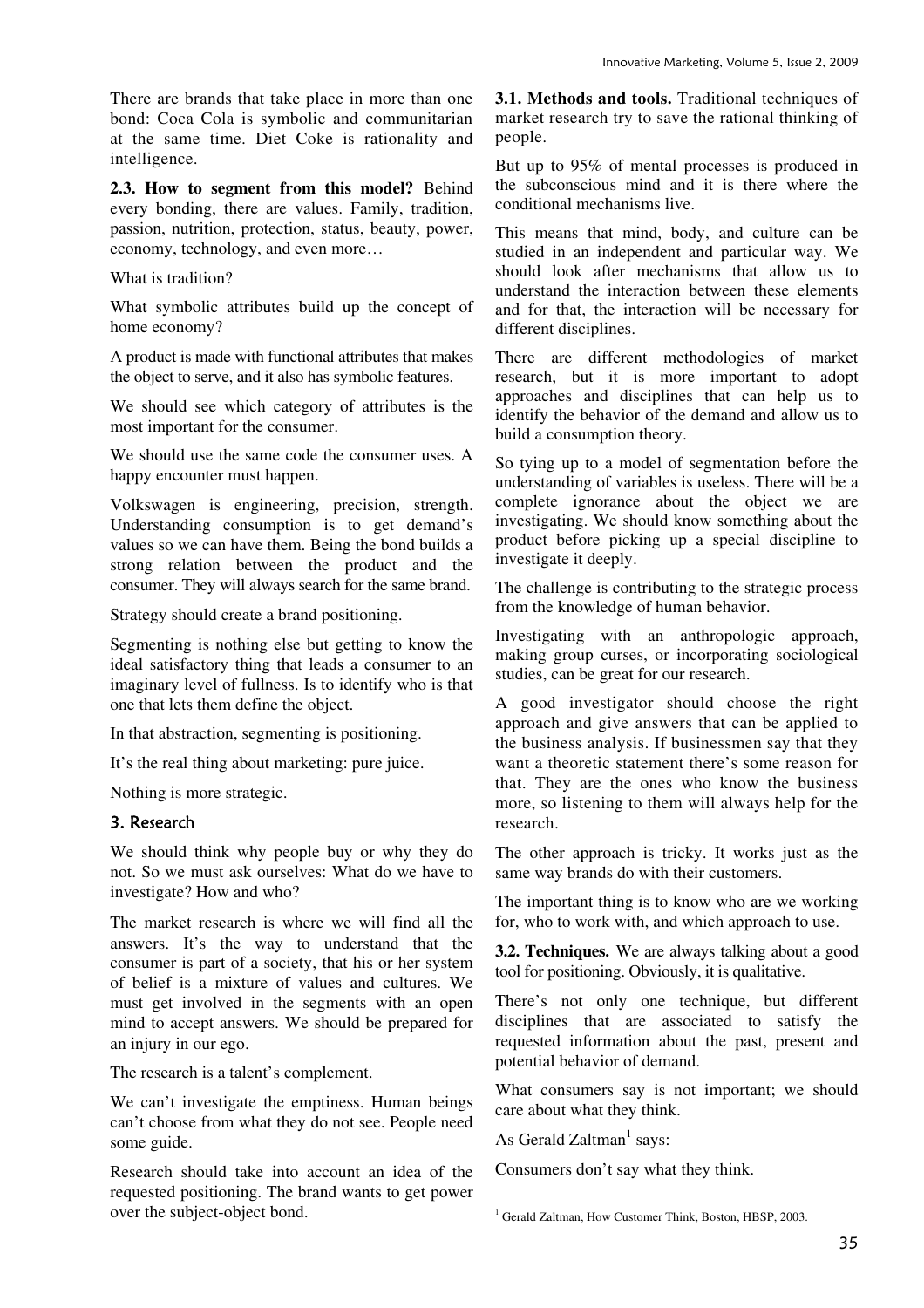There are brands that take place in more than one bond: Coca Cola is symbolic and communitarian at the same time. Diet Coke is rationality and intelligence.

**2.3. How to segment from this model?** Behind every bonding, there are values. Family, tradition, passion, nutrition, protection, status, beauty, power, economy, technology, and even more…

What is tradition?

What symbolic attributes build up the concept of home economy?

A product is made with functional attributes that makes the object to serve, and it also has symbolic features.

We should see which category of attributes is the most important for the consumer.

We should use the same code the consumer uses. A happy encounter must happen.

Volkswagen is engineering, precision, strength. Understanding consumption is to get demand's values so we can have them. Being the bond builds a strong relation between the product and the consumer. They will always search for the same brand.

Strategy should create a brand positioning.

Segmenting is nothing else but getting to know the ideal satisfactory thing that leads a consumer to an imaginary level of fullness. Is to identify who is that one that lets them define the object.

In that abstraction, segmenting is positioning.

It's the real thing about marketing: pure juice.

Nothing is more strategic.

## 3. Research

We should think why people buy or why they do not. So we must ask ourselves: What do we have to investigate? How and who?

The market research is where we will find all the answers. It's the way to understand that the consumer is part of a society, that his or her system of belief is a mixture of values and cultures. We must get involved in the segments with an open mind to accept answers. We should be prepared for an injury in our ego.

The research is a talent's complement.

We can't investigate the emptiness. Human beings can't choose from what they do not see. People need some guide.

Research should take into account an idea of the requested positioning. The brand wants to get power over the subject-object bond.

**3.1. Methods and tools.** Traditional techniques of market research try to save the rational thinking of people.

But up to 95% of mental processes is produced in the subconscious mind and it is there where the conditional mechanisms live.

This means that mind, body, and culture can be studied in an independent and particular way. We should look after mechanisms that allow us to understand the interaction between these elements and for that, the interaction will be necessary for different disciplines.

There are different methodologies of market research, but it is more important to adopt approaches and disciplines that can help us to identify the behavior of the demand and allow us to build a consumption theory.

So tying up to a model of segmentation before the understanding of variables is useless. There will be a complete ignorance about the object we are investigating. We should know something about the product before picking up a special discipline to investigate it deeply.

The challenge is contributing to the strategic process from the knowledge of human behavior.

Investigating with an anthropologic approach, making group curses, or incorporating sociological studies, can be great for our research.

A good investigator should choose the right approach and give answers that can be applied to the business analysis. If businessmen say that they want a theoretic statement there's some reason for that. They are the ones who know the business more, so listening to them will always help for the research.

The other approach is tricky. It works just as the same way brands do with their customers.

The important thing is to know who are we working for, who to work with, and which approach to use.

**3.2. Techniques.** We are always talking about a good tool for positioning. Obviously, it is qualitative.

There's not only one technique, but different disciplines that are associated to satisfy the requested information about the past, present and potential behavior of demand.

What consumers say is not important; we should care about what they think.

As Gerald Zaltman[1] says:

Consumers don't say what they think.

---

[1] Gerald Zaltman, How Customer Think, Boston, HBSP, 2003.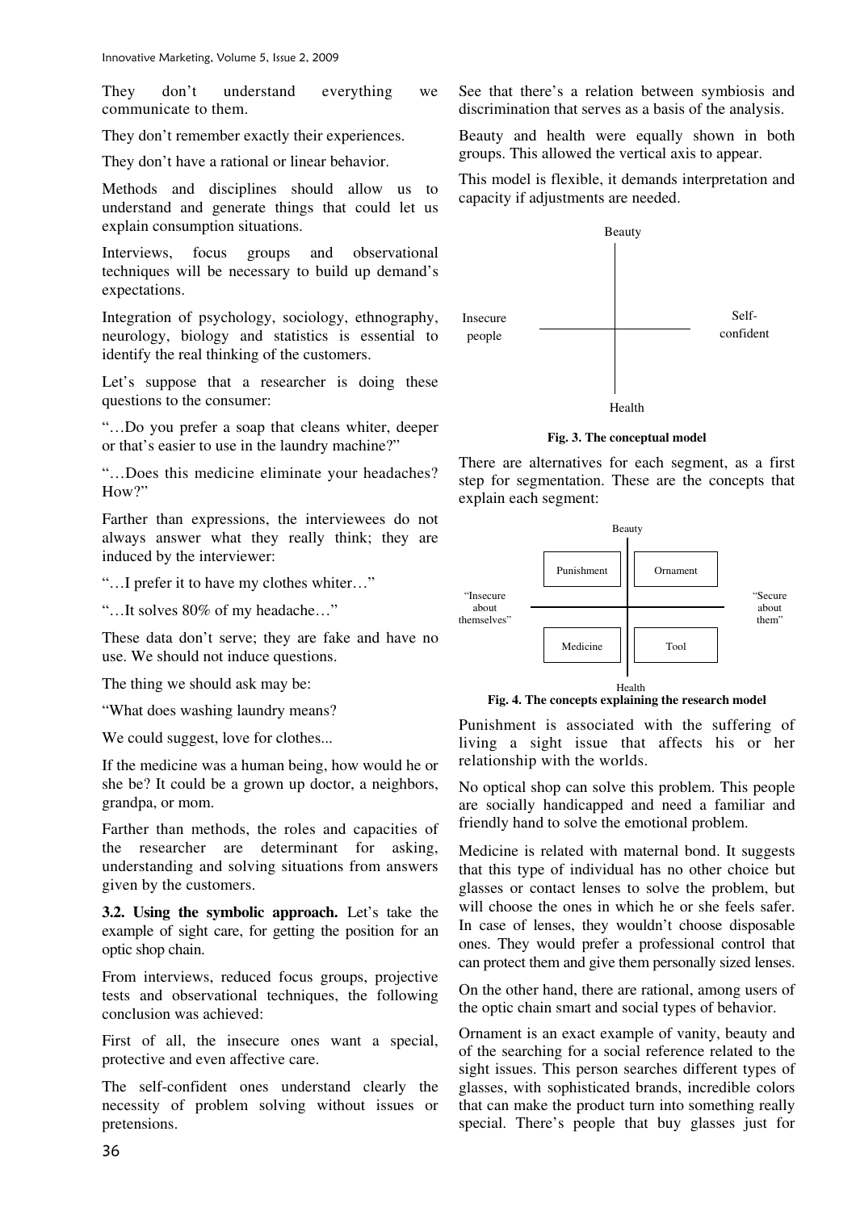They don't understand everything we communicate to them.

They don't remember exactly their experiences.

They don't have a rational or linear behavior.

Methods and disciplines should allow us to understand and generate things that could let us explain consumption situations.

Interviews, focus groups and observational techniques will be necessary to build up demand's expectations.

Integration of psychology, sociology, ethnography, neurology, biology and statistics is essential to identify the real thinking of the customers.

Let's suppose that a researcher is doing these questions to the consumer:

"…Do you prefer a soap that cleans whiter, deeper or that's easier to use in the laundry machine?"

"…Does this medicine eliminate your headaches? How?"

Farther than expressions, the interviewees do not always answer what they really think; they are induced by the interviewer:

"…I prefer it to have my clothes whiter…"

"…It solves 80% of my headache…"

These data don't serve; they are fake and have no use. We should not induce questions.

The thing we should ask may be:

"What does washing laundry means?

We could suggest, love for clothes...

If the medicine was a human being, how would he or she be? It could be a grown up doctor, a neighbors, grandpa, or mom.

Farther than methods, the roles and capacities of the researcher are determinant for asking, understanding and solving situations from answers given by the customers.

**3.2. Using the symbolic approach.** Let's take the example of sight care, for getting the position for an optic shop chain.

From interviews, reduced focus groups, projective tests and observational techniques, the following conclusion was achieved:

First of all, the insecure ones want a special, protective and even affective care.

The self-confident ones understand clearly the necessity of problem solving without issues or pretensions.

See that there's a relation between symbiosis and discrimination that serves as a basis of the analysis.

Beauty and health were equally shown in both groups. This allowed the vertical axis to appear.

This model is flexible, it demands interpretation and capacity if adjustments are needed.

Beauty

Insecure people — Self-confident

Health

**Fig. 3. The conceptual model**

There are alternatives for each segment, as a first step for segmentation. These are the concepts that explain each segment:

Beauty

| | |
|---|---|
| Punishment | Ornament |
| Medicine | Tool |

"Insecure about themselves" — "Secure about them"

Health

**Fig. 4. The concepts explaining the research model**

Punishment is associated with the suffering of living a sight issue that affects his or her relationship with the worlds.

No optical shop can solve this problem. This people are socially handicapped and need a familiar and friendly hand to solve the emotional problem.

Medicine is related with maternal bond. It suggests that this type of individual has no other choice but glasses or contact lenses to solve the problem, but will choose the ones in which he or she feels safer. In case of lenses, they wouldn't choose disposable ones. They would prefer a professional control that can protect them and give them personally sized lenses.

On the other hand, there are rational, among users of the optic chain smart and social types of behavior.

Ornament is an exact example of vanity, beauty and of the searching for a social reference related to the sight issues. This person searches different types of glasses, with sophisticated brands, incredible colors that can make the product turn into something really special. There's people that buy glasses just for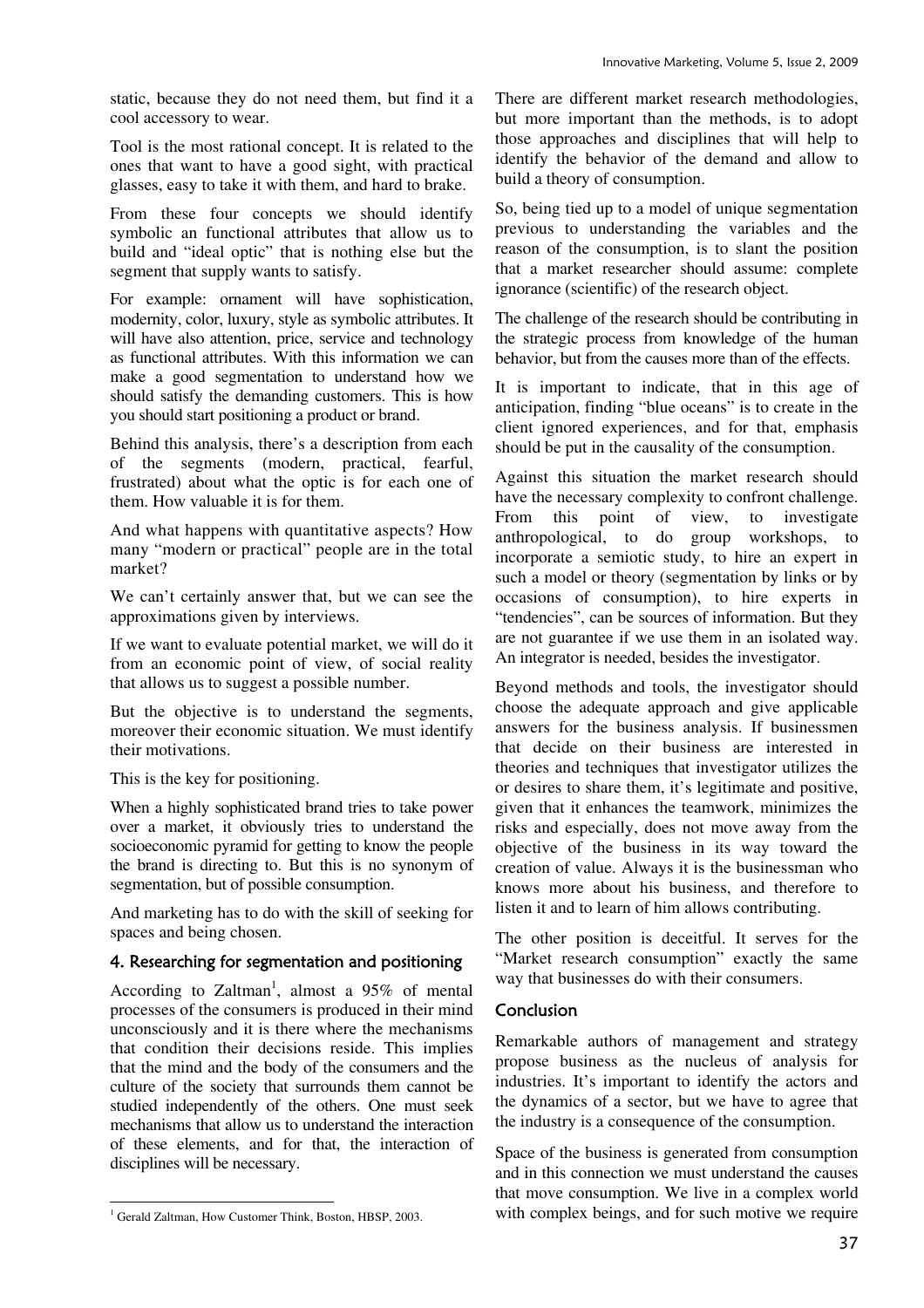static, because they do not need them, but find it a cool accessory to wear.

Tool is the most rational concept. It is related to the ones that want to have a good sight, with practical glasses, easy to take it with them, and hard to brake.

From these four concepts we should identify symbolic an functional attributes that allow us to build and "ideal optic" that is nothing else but the segment that supply wants to satisfy.

For example: ornament will have sophistication, modernity, color, luxury, style as symbolic attributes. It will have also attention, price, service and technology as functional attributes. With this information we can make a good segmentation to understand how we should satisfy the demanding customers. This is how you should start positioning a product or brand.

Behind this analysis, there's a description from each of the segments (modern, practical, fearful, frustrated) about what the optic is for each one of them. How valuable it is for them.

And what happens with quantitative aspects? How many "modern or practical" people are in the total market?

We can't certainly answer that, but we can see the approximations given by interviews.

If we want to evaluate potential market, we will do it from an economic point of view, of social reality that allows us to suggest a possible number.

But the objective is to understand the segments, moreover their economic situation. We must identify their motivations.

This is the key for positioning.

When a highly sophisticated brand tries to take power over a market, it obviously tries to understand the socioeconomic pyramid for getting to know the people the brand is directing to. But this is no synonym of segmentation, but of possible consumption.

And marketing has to do with the skill of seeking for spaces and being chosen.

## 4. Researching for segmentation and positioning

According to Zaltman[1], almost a 95% of mental processes of the consumers is produced in their mind unconsciously and it is there where the mechanisms that condition their decisions reside. This implies that the mind and the body of the consumers and the culture of the society that surrounds them cannot be studied independently of the others. One must seek mechanisms that allow us to understand the interaction of these elements, and for that, the interaction of disciplines will be necessary.

There are different market research methodologies, but more important than the methods, is to adopt those approaches and disciplines that will help to identify the behavior of the demand and allow to build a theory of consumption.

So, being tied up to a model of unique segmentation previous to understanding the variables and the reason of the consumption, is to slant the position that a market researcher should assume: complete ignorance (scientific) of the research object.

The challenge of the research should be contributing in the strategic process from knowledge of the human behavior, but from the causes more than of the effects.

It is important to indicate, that in this age of anticipation, finding "blue oceans" is to create in the client ignored experiences, and for that, emphasis should be put in the causality of the consumption.

Against this situation the market research should have the necessary complexity to confront challenge. From this point of view, to investigate anthropological, to do group workshops, to incorporate a semiotic study, to hire an expert in such a model or theory (segmentation by links or by occasions of consumption), to hire experts in "tendencies", can be sources of information. But they are not guarantee if we use them in an isolated way. An integrator is needed, besides the investigator.

Beyond methods and tools, the investigator should choose the adequate approach and give applicable answers for the business analysis. If businessmen that decide on their business are interested in theories and techniques that investigator utilizes the or desires to share them, it's legitimate and positive, given that it enhances the teamwork, minimizes the risks and especially, does not move away from the objective of the business in its way toward the creation of value. Always it is the businessman who knows more about his business, and therefore to listen it and to learn of him allows contributing.

The other position is deceitful. It serves for the "Market research consumption" exactly the same way that businesses do with their consumers.

## Conclusion

Remarkable authors of management and strategy propose business as the nucleus of analysis for industries. It's important to identify the actors and the dynamics of a sector, but we have to agree that the industry is a consequence of the consumption.

Space of the business is generated from consumption and in this connection we must understand the causes that move consumption. We live in a complex world with complex beings, and for such motive we require

---

[1] Gerald Zaltman, How Customer Think, Boston, HBSP, 2003.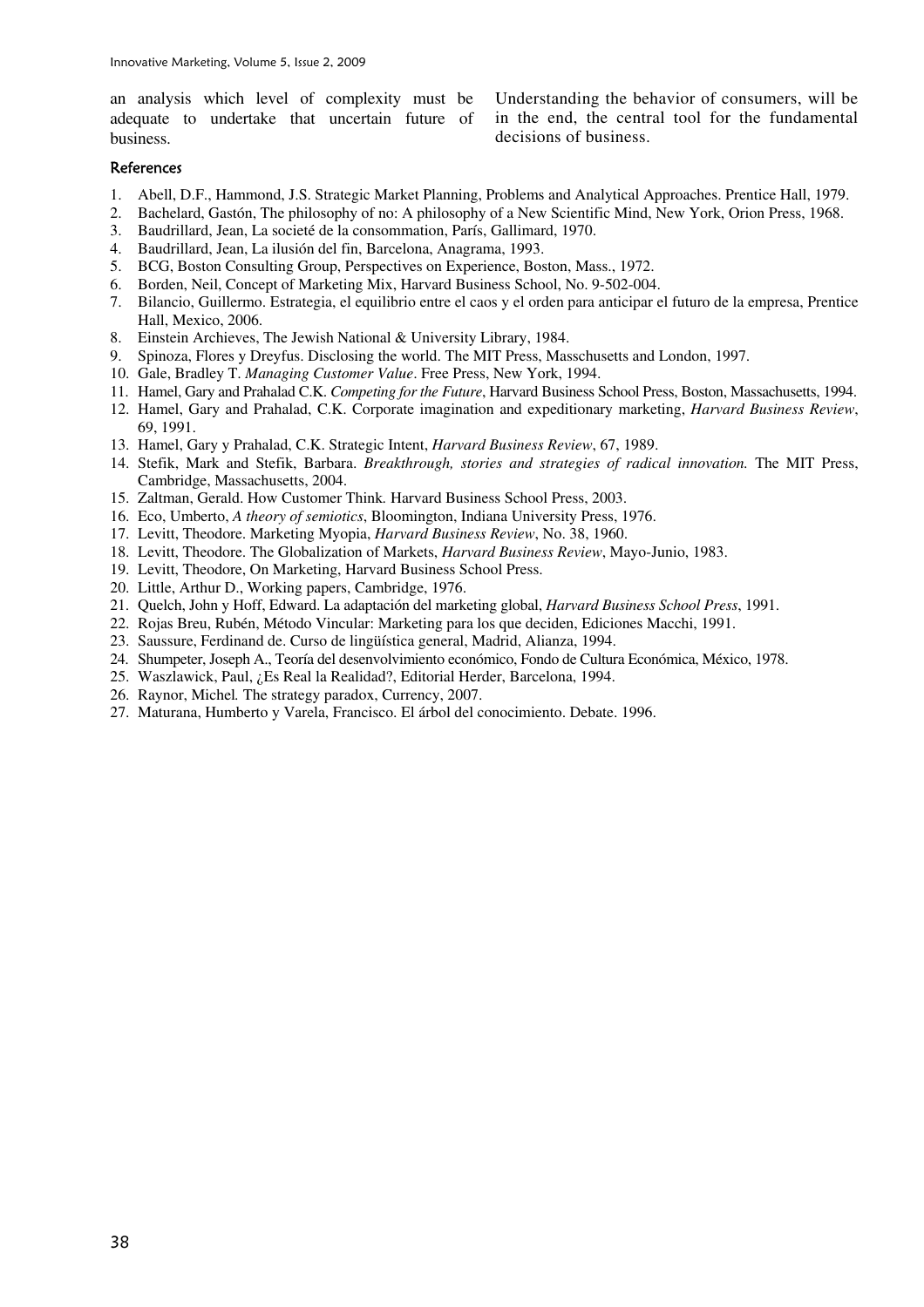an analysis which level of complexity must be adequate to undertake that uncertain future of business.

Understanding the behavior of consumers, will be in the end, the central tool for the fundamental decisions of business.

## References

1. Abell, D.F., Hammond, J.S. Strategic Market Planning, Problems and Analytical Approaches. Prentice Hall, 1979.
2. Bachelard, Gastón, The philosophy of no: A philosophy of a New Scientific Mind, New York, Orion Press, 1968.
3. Baudrillard, Jean, La societé de la consommation, París, Gallimard, 1970.
4. Baudrillard, Jean, La ilusión del fin, Barcelona, Anagrama, 1993.
5. BCG, Boston Consulting Group, Perspectives on Experience, Boston, Mass., 1972.
6. Borden, Neil, Concept of Marketing Mix, Harvard Business School, No. 9-502-004.
7. Bilancio, Guillermo. Estrategia, el equilibrio entre el caos y el orden para anticipar el futuro de la empresa, Prentice Hall, Mexico, 2006.
8. Einstein Archieves, The Jewish National & University Library, 1984.
9. Spinoza, Flores y Dreyfus. Disclosing the world. The MIT Press, Masschusetts and London, 1997.
10. Gale, Bradley T. *Managing Customer Value*. Free Press, New York, 1994.
11. Hamel, Gary and Prahalad C.K. *Competing for the Future*, Harvard Business School Press, Boston, Massachusetts, 1994.
12. Hamel, Gary and Prahalad, C.K. Corporate imagination and expeditionary marketing, *Harvard Business Review*, 69, 1991.
13. Hamel, Gary y Prahalad, C.K. Strategic Intent, *Harvard Business Review*, 67, 1989.
14. Stefik, Mark and Stefik, Barbara. *Breakthrough, stories and strategies of radical innovation.* The MIT Press, Cambridge, Massachusetts, 2004.
15. Zaltman, Gerald. How Customer Think. Harvard Business School Press, 2003.
16. Eco, Umberto, *A theory of semiotics*, Bloomington, Indiana University Press, 1976.
17. Levitt, Theodore. Marketing Myopia, *Harvard Business Review*, No. 38, 1960.
18. Levitt, Theodore. The Globalization of Markets, *Harvard Business Review*, Mayo-Junio, 1983.
19. Levitt, Theodore, On Marketing, Harvard Business School Press.
20. Little, Arthur D., Working papers, Cambridge, 1976.
21. Quelch, John y Hoff, Edward. La adaptación del marketing global, *Harvard Business School Press*, 1991.
22. Rojas Breu, Rubén, Método Vincular: Marketing para los que deciden, Ediciones Macchi, 1991.
23. Saussure, Ferdinand de. Curso de lingüística general, Madrid, Alianza, 1994.
24. Shumpeter, Joseph A., Teoría del desenvolvimiento económico, Fondo de Cultura Económica, México, 1978.
25. Waszlawick, Paul, ¿Es Real la Realidad?, Editorial Herder, Barcelona, 1994.
26. Raynor, Michel*.* The strategy paradox, Currency, 2007.
27. Maturana, Humberto y Varela, Francisco. El árbol del conocimiento. Debate. 1996.